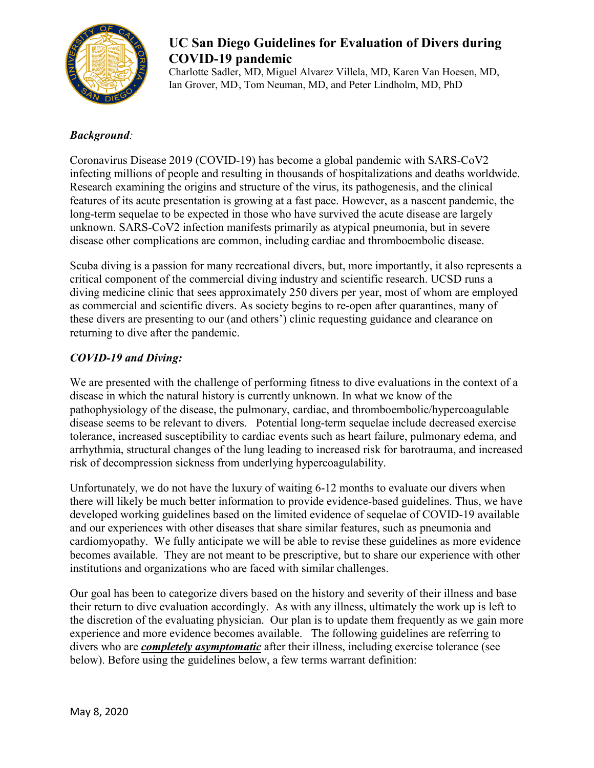# UC San Diego Guidelines for Evaluation of Divers during COVID-19 pandemic

Charlotte Sadler, MD, Miguel Alvarez Villela, MD, Karen Van Hoesen, MD, Ian Grover, MD, Tom Neuman, MD, and Peter Lindholm, MD, PhD

***Background:***

Coronavirus Disease 2019 (COVID-19) has become a global pandemic with SARS-CoV2 infecting millions of people and resulting in thousands of hospitalizations and deaths worldwide. Research examining the origins and structure of the virus, its pathogenesis, and the clinical features of its acute presentation is growing at a fast pace. However, as a nascent pandemic, the long-term sequelae to be expected in those who have survived the acute disease are largely unknown. SARS-CoV2 infection manifests primarily as atypical pneumonia, but in severe disease other complications are common, including cardiac and thromboembolic disease.

Scuba diving is a passion for many recreational divers, but, more importantly, it also represents a critical component of the commercial diving industry and scientific research. UCSD runs a diving medicine clinic that sees approximately 250 divers per year, most of whom are employed as commercial and scientific divers. As society begins to re-open after quarantines, many of these divers are presenting to our (and others') clinic requesting guidance and clearance on returning to dive after the pandemic.

***COVID-19 and Diving:***

We are presented with the challenge of performing fitness to dive evaluations in the context of a disease in which the natural history is currently unknown. In what we know of the pathophysiology of the disease, the pulmonary, cardiac, and thromboembolic/hypercoagulable disease seems to be relevant to divers. Potential long-term sequelae include decreased exercise tolerance, increased susceptibility to cardiac events such as heart failure, pulmonary edema, and arrhythmia, structural changes of the lung leading to increased risk for barotrauma, and increased risk of decompression sickness from underlying hypercoagulability.

Unfortunately, we do not have the luxury of waiting 6-12 months to evaluate our divers when there will likely be much better information to provide evidence-based guidelines. Thus, we have developed working guidelines based on the limited evidence of sequelae of COVID-19 available and our experiences with other diseases that share similar features, such as pneumonia and cardiomyopathy. We fully anticipate we will be able to revise these guidelines as more evidence becomes available. They are not meant to be prescriptive, but to share our experience with other institutions and organizations who are faced with similar challenges.

Our goal has been to categorize divers based on the history and severity of their illness and base their return to dive evaluation accordingly. As with any illness, ultimately the work up is left to the discretion of the evaluating physician. Our plan is to update them frequently as we gain more experience and more evidence becomes available. The following guidelines are referring to divers who are ***<u>completely asymptomatic</u>*** after their illness, including exercise tolerance (see below). Before using the guidelines below, a few terms warrant definition:

May 8, 2020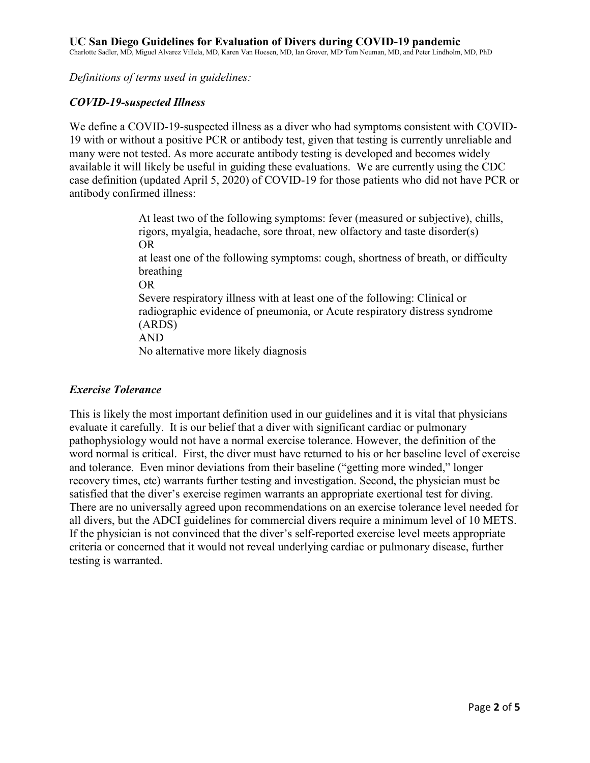*Definitions of terms used in guidelines:*

### *COVID-19-suspected Illness*

We define a COVID-19-suspected illness as a diver who had symptoms consistent with COVID-19 with or without a positive PCR or antibody test, given that testing is currently unreliable and many were not tested. As more accurate antibody testing is developed and becomes widely available it will likely be useful in guiding these evaluations. We are currently using the CDC case definition (updated April 5, 2020) of COVID-19 for those patients who did not have PCR or antibody confirmed illness:

> At least two of the following symptoms: fever (measured or subjective), chills, rigors, myalgia, headache, sore throat, new olfactory and taste disorder(s)
> OR
> at least one of the following symptoms: cough, shortness of breath, or difficulty breathing
> OR
> Severe respiratory illness with at least one of the following: Clinical or radiographic evidence of pneumonia, or Acute respiratory distress syndrome (ARDS)
> AND
> No alternative more likely diagnosis

### *Exercise Tolerance*

This is likely the most important definition used in our guidelines and it is vital that physicians evaluate it carefully. It is our belief that a diver with significant cardiac or pulmonary pathophysiology would not have a normal exercise tolerance. However, the definition of the word normal is critical. First, the diver must have returned to his or her baseline level of exercise and tolerance. Even minor deviations from their baseline ("getting more winded," longer recovery times, etc) warrants further testing and investigation. Second, the physician must be satisfied that the diver's exercise regimen warrants an appropriate exertional test for diving. There are no universally agreed upon recommendations on an exercise tolerance level needed for all divers, but the ADCI guidelines for commercial divers require a minimum level of 10 METS. If the physician is not convinced that the diver's self-reported exercise level meets appropriate criteria or concerned that it would not reveal underlying cardiac or pulmonary disease, further testing is warranted.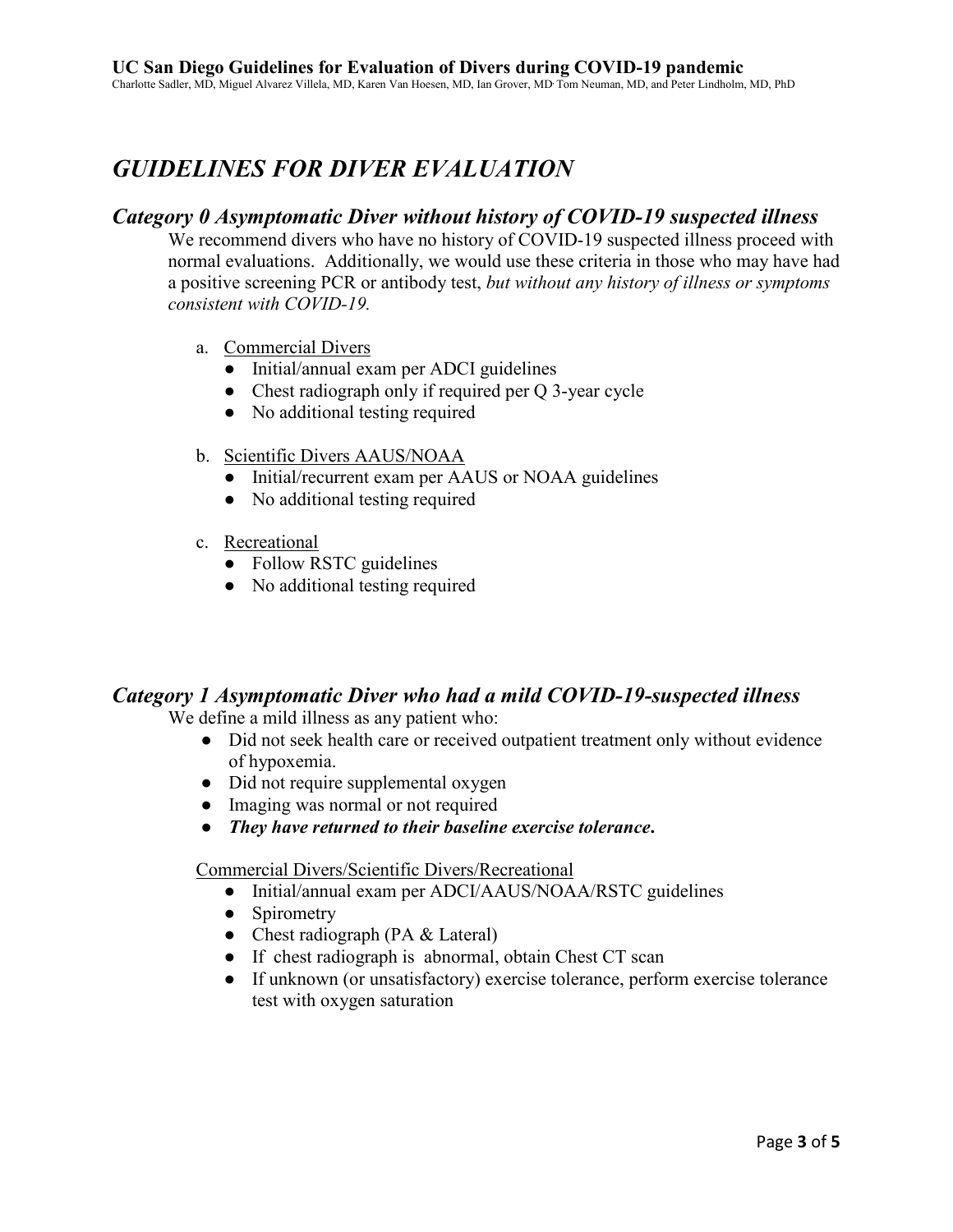# *GUIDELINES FOR DIVER EVALUATION*

## *Category 0 Asymptomatic Diver without history of COVID-19 suspected illness*

We recommend divers who have no history of COVID-19 suspected illness proceed with normal evaluations. Additionally, we would use these criteria in those who may have had a positive screening PCR or antibody test, *but without any history of illness or symptoms consistent with COVID-19.*

a. Commercial Divers
   - Initial/annual exam per ADCI guidelines
   - Chest radiograph only if required per Q 3-year cycle
   - No additional testing required

b. Scientific Divers AAUS/NOAA
   - Initial/recurrent exam per AAUS or NOAA guidelines
   - No additional testing required

c. Recreational
   - Follow RSTC guidelines
   - No additional testing required

## *Category 1 Asymptomatic Diver who had a mild COVID-19-suspected illness*

We define a mild illness as any patient who:

- Did not seek health care or received outpatient treatment only without evidence of hypoxemia.
- Did not require supplemental oxygen
- Imaging was normal or not required
- ***They have returned to their baseline exercise tolerance.***

Commercial Divers/Scientific Divers/Recreational

- Initial/annual exam per ADCI/AAUS/NOAA/RSTC guidelines
- Spirometry
- Chest radiograph (PA & Lateral)
- If chest radiograph is abnormal, obtain Chest CT scan
- If unknown (or unsatisfactory) exercise tolerance, perform exercise tolerance test with oxygen saturation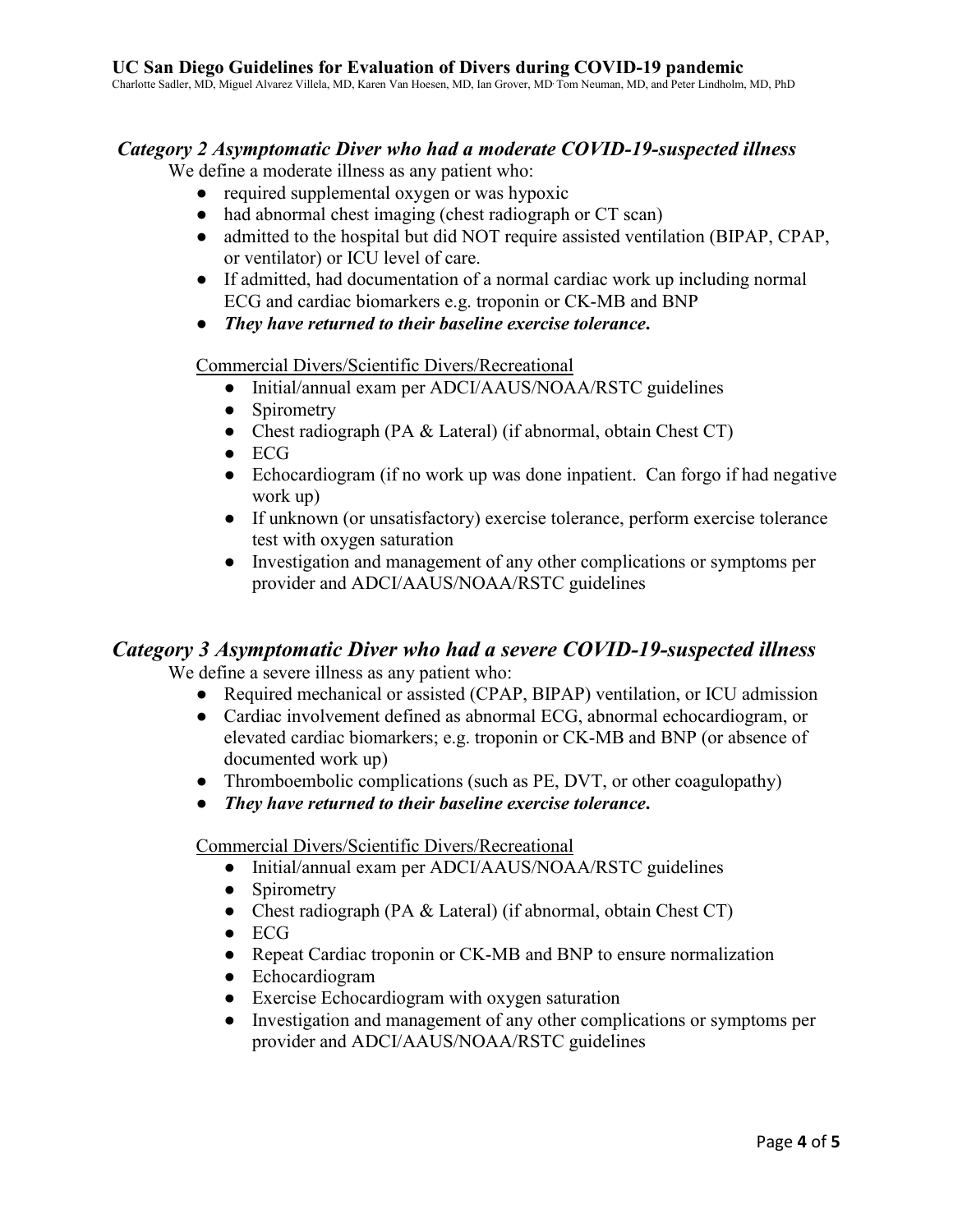## *Category 2 Asymptomatic Diver who had a moderate COVID-19-suspected illness*

We define a moderate illness as any patient who:

- required supplemental oxygen or was hypoxic
- had abnormal chest imaging (chest radiograph or CT scan)
- admitted to the hospital but did NOT require assisted ventilation (BIPAP, CPAP, or ventilator) or ICU level of care.
- If admitted, had documentation of a normal cardiac work up including normal ECG and cardiac biomarkers e.g. troponin or CK-MB and BNP
- ***They have returned to their baseline exercise tolerance.***

Commercial Divers/Scientific Divers/Recreational

- Initial/annual exam per ADCI/AAUS/NOAA/RSTC guidelines
- Spirometry
- Chest radiograph (PA & Lateral) (if abnormal, obtain Chest CT)
- ECG
- Echocardiogram (if no work up was done inpatient. Can forgo if had negative work up)
- If unknown (or unsatisfactory) exercise tolerance, perform exercise tolerance test with oxygen saturation
- Investigation and management of any other complications or symptoms per provider and ADCI/AAUS/NOAA/RSTC guidelines

## *Category 3 Asymptomatic Diver who had a severe COVID-19-suspected illness*

We define a severe illness as any patient who:

- Required mechanical or assisted (CPAP, BIPAP) ventilation, or ICU admission
- Cardiac involvement defined as abnormal ECG, abnormal echocardiogram, or elevated cardiac biomarkers; e.g. troponin or CK-MB and BNP (or absence of documented work up)
- Thromboembolic complications (such as PE, DVT, or other coagulopathy)
- ***They have returned to their baseline exercise tolerance.***

Commercial Divers/Scientific Divers/Recreational

- Initial/annual exam per ADCI/AAUS/NOAA/RSTC guidelines
- Spirometry
- Chest radiograph (PA & Lateral) (if abnormal, obtain Chest CT)
- ECG
- Repeat Cardiac troponin or CK-MB and BNP to ensure normalization
- Echocardiogram
- Exercise Echocardiogram with oxygen saturation
- Investigation and management of any other complications or symptoms per provider and ADCI/AAUS/NOAA/RSTC guidelines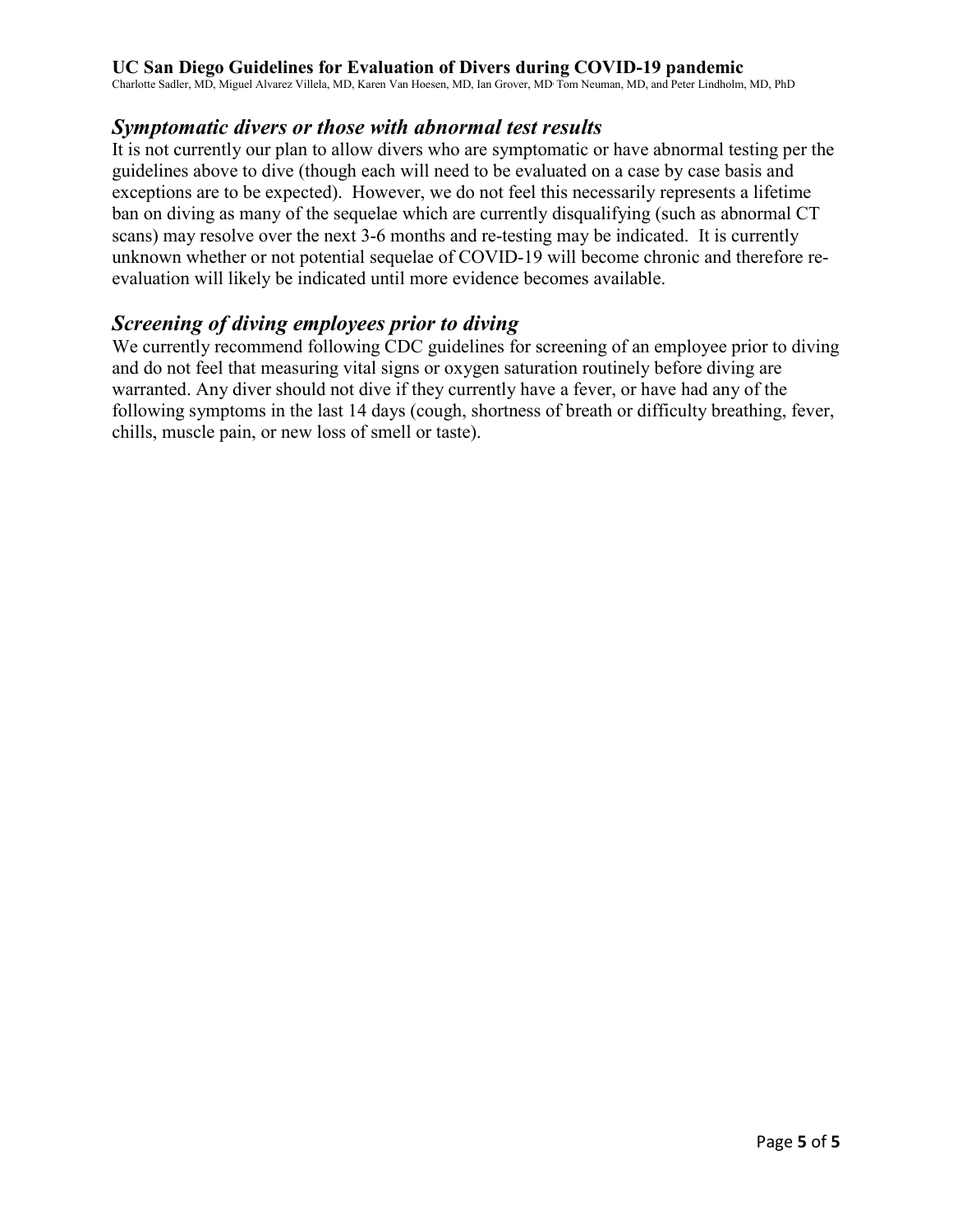## *Symptomatic divers or those with abnormal test results*

It is not currently our plan to allow divers who are symptomatic or have abnormal testing per the guidelines above to dive (though each will need to be evaluated on a case by case basis and exceptions are to be expected). However, we do not feel this necessarily represents a lifetime ban on diving as many of the sequelae which are currently disqualifying (such as abnormal CT scans) may resolve over the next 3-6 months and re-testing may be indicated. It is currently unknown whether or not potential sequelae of COVID-19 will become chronic and therefore re-evaluation will likely be indicated until more evidence becomes available.

## *Screening of diving employees prior to diving*

We currently recommend following CDC guidelines for screening of an employee prior to diving and do not feel that measuring vital signs or oxygen saturation routinely before diving are warranted. Any diver should not dive if they currently have a fever, or have had any of the following symptoms in the last 14 days (cough, shortness of breath or difficulty breathing, fever, chills, muscle pain, or new loss of smell or taste).